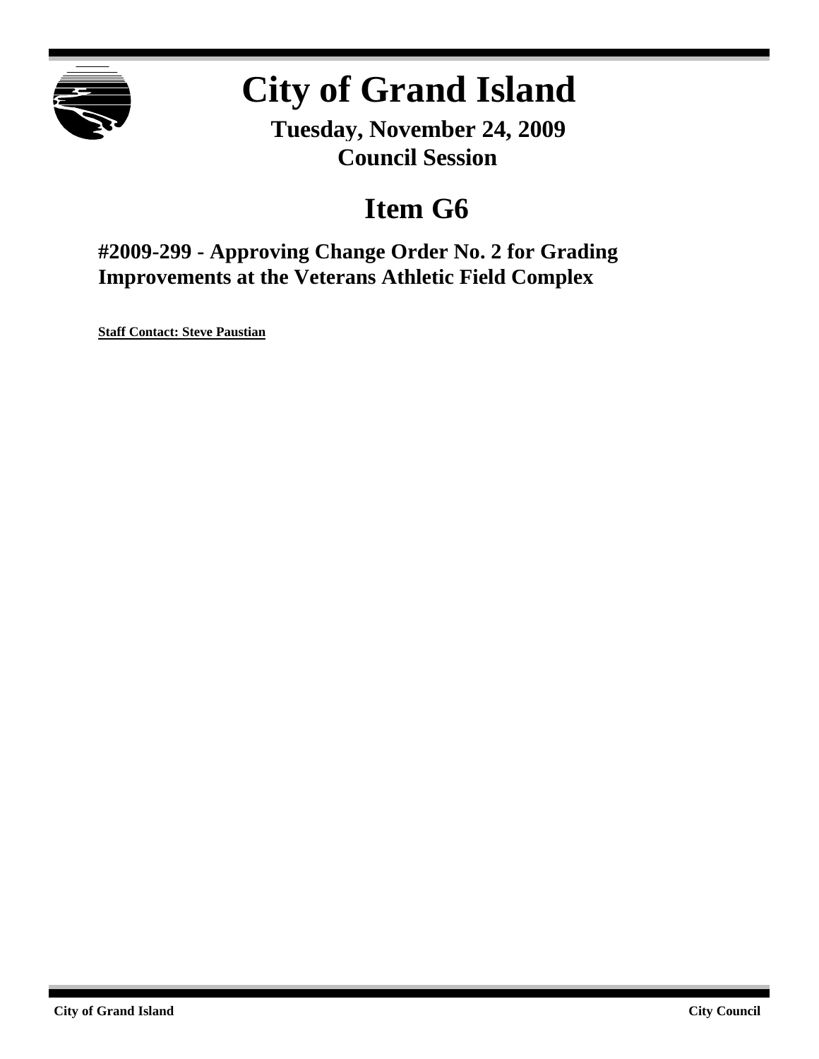# City of Grand Island

**Tuesday, November 24, 2009**
**Council Session**

## Item G6

### #2009-299 - Approving Change Order No. 2 for Grading Improvements at the Veterans Athletic Field Complex

**Staff Contact: Steve Paustian**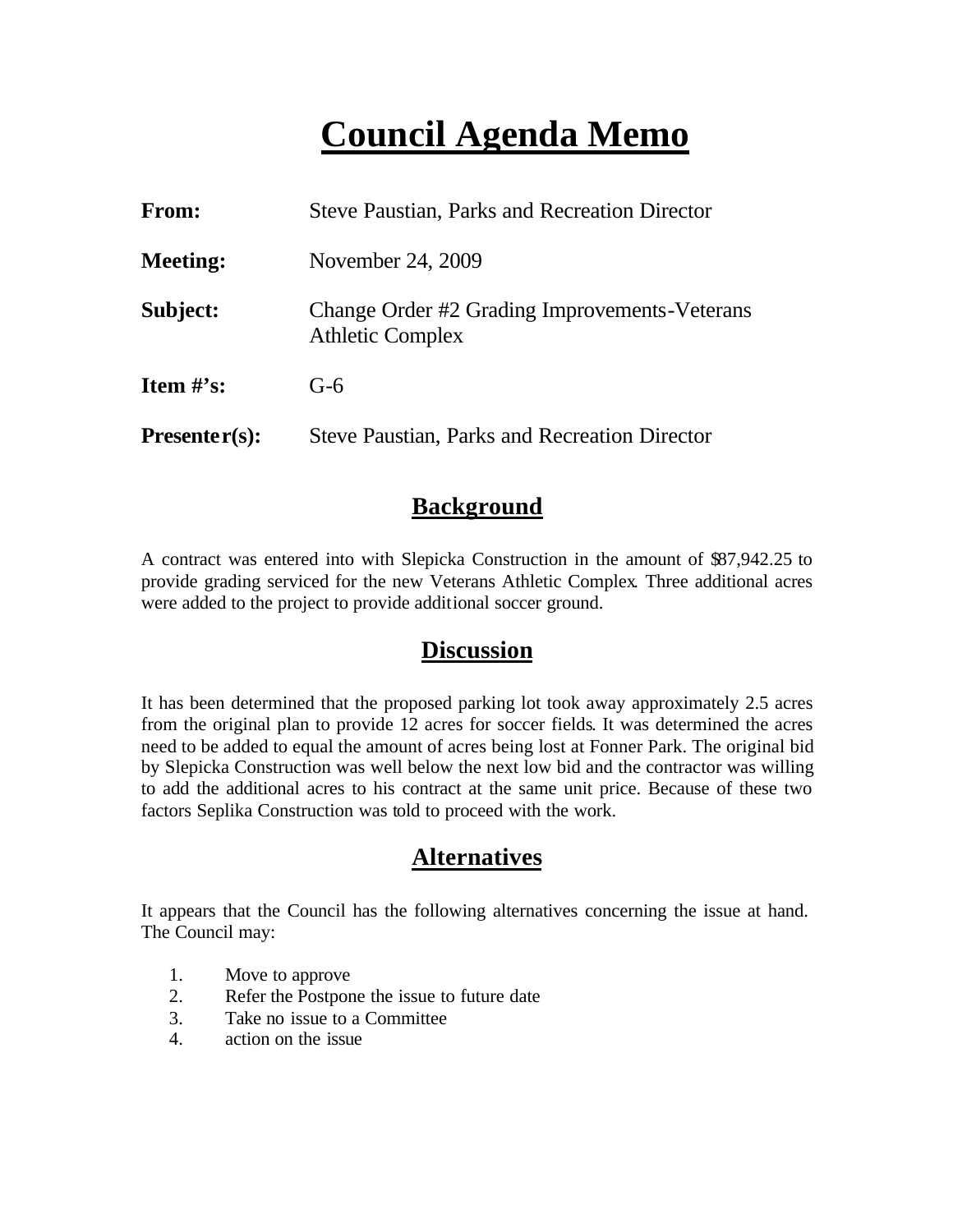# Council Agenda Memo

| | |
|---|---|
| **From:** | Steve Paustian, Parks and Recreation Director |
| **Meeting:** | November 24, 2009 |
| **Subject:** | Change Order #2 Grading Improvements-Veterans Athletic Complex |
| **Item #'s:** | G-6 |
| **Presenter(s):** | Steve Paustian, Parks and Recreation Director |

## Background

A contract was entered into with Slepicka Construction in the amount of $87,942.25 to provide grading serviced for the new Veterans Athletic Complex. Three additional acres were added to the project to provide additional soccer ground.

## Discussion

It has been determined that the proposed parking lot took away approximately 2.5 acres from the original plan to provide 12 acres for soccer fields. It was determined the acres need to be added to equal the amount of acres being lost at Fonner Park. The original bid by Slepicka Construction was well below the next low bid and the contractor was willing to add the additional acres to his contract at the same unit price. Because of these two factors Seplika Construction was told to proceed with the work.

## Alternatives

It appears that the Council has the following alternatives concerning the issue at hand. The Council may:

1. Move to approve
2. Refer the Postpone the issue to future date
3. Take no issue to a Committee
4. action on the issue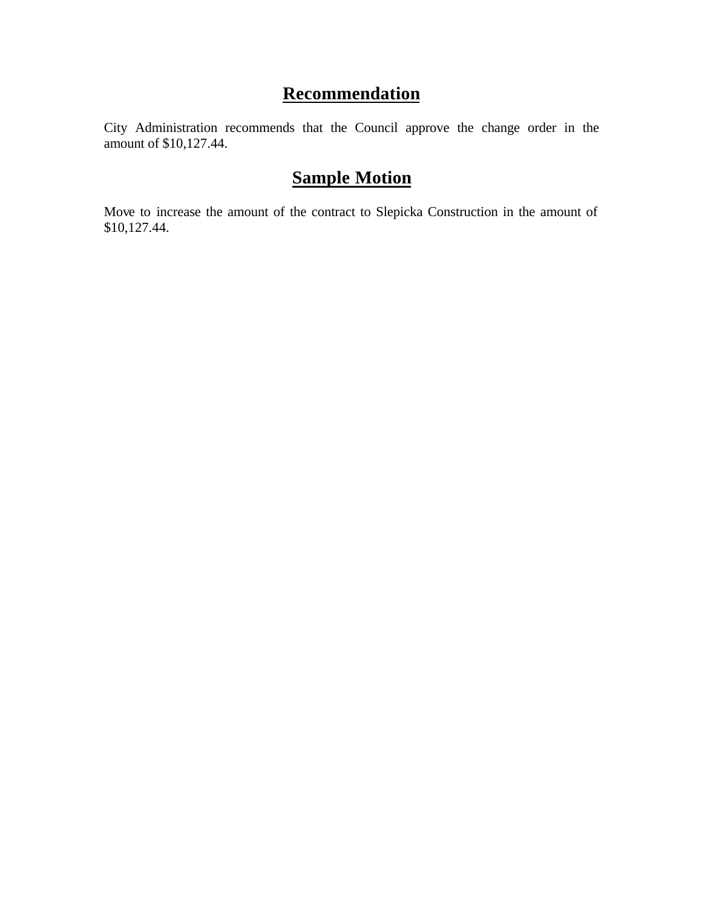## **Recommendation**

City Administration recommends that the Council approve the change order in the amount of $10,127.44.

## **Sample Motion**

Move to increase the amount of the contract to Slepicka Construction in the amount of $10,127.44.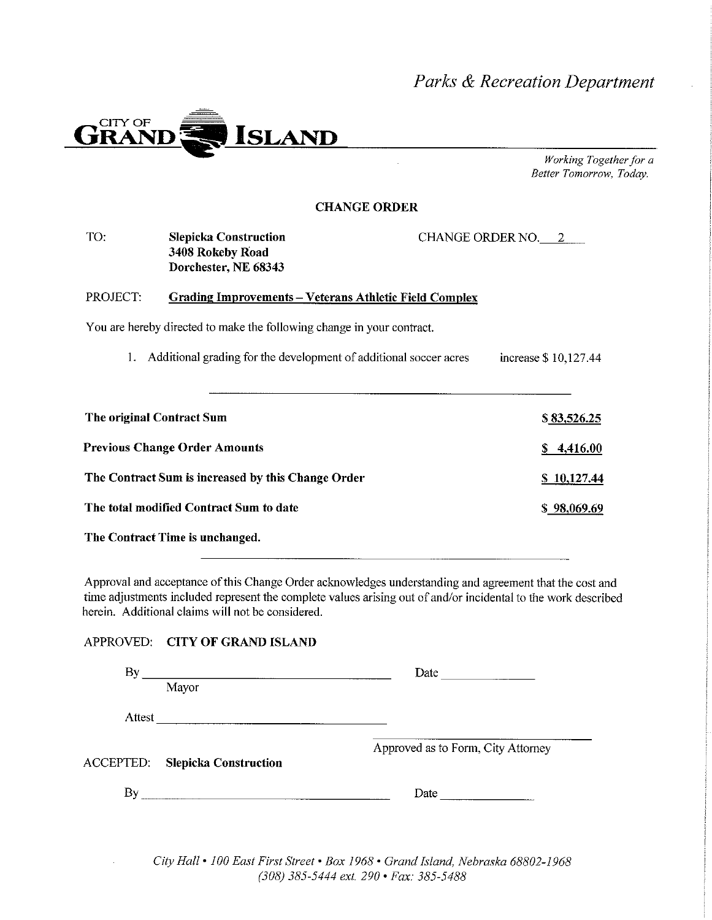*Parks & Recreation Department*

**CITY OF GRAND ISLAND**

*Working Together for a Better Tomorrow, Today.*

**CHANGE ORDER**

TO: **Slepicka Construction**
**3408 Rokeby Road**
**Dorchester, NE 68343**

CHANGE ORDER NO. 2

PROJECT: **Grading Improvements – Veterans Athletic Field Complex**

You are hereby directed to make the following change in your contract.

1. Additional grading for the development of additional soccer acres increase $ 10,127.44

---

| | |
|---|---|
| **The original Contract Sum** | **$ 83,526.25** |
| **Previous Change Order Amounts** | **$ 4,416.00** |
| **The Contract Sum is increased by this Change Order** | **$ 10,127.44** |
| **The total modified Contract Sum to date** | **$ 98,069.69** |

**The Contract Time is unchanged.**

---

Approval and acceptance of this Change Order acknowledges understanding and agreement that the cost and time adjustments included represent the complete values arising out of and/or incidental to the work described herein. Additional claims will not be considered.

APPROVED: **CITY OF GRAND ISLAND**

By \_\_\_\_\_\_\_\_\_\_\_\_\_\_\_\_\_\_\_\_\_\_\_\_\_\_\_\_\_\_ Date \_\_\_\_\_\_\_\_\_\_\_\_
Mayor

Attest \_\_\_\_\_\_\_\_\_\_\_\_\_\_\_\_\_\_\_\_\_\_\_\_\_\_\_\_\_\_

\_\_\_\_\_\_\_\_\_\_\_\_\_\_\_\_\_\_\_\_\_\_\_\_\_\_\_\_\_\_
Approved as to Form, City Attorney

ACCEPTED: **Slepicka Construction**

By \_\_\_\_\_\_\_\_\_\_\_\_\_\_\_\_\_\_\_\_\_\_\_\_\_\_\_\_\_\_ Date \_\_\_\_\_\_\_\_\_\_\_\_

*City Hall • 100 East First Street • Box 1968 • Grand Island, Nebraska 68802-1968*
*(308) 385-5444 ext. 290 • Fax: 385-5488*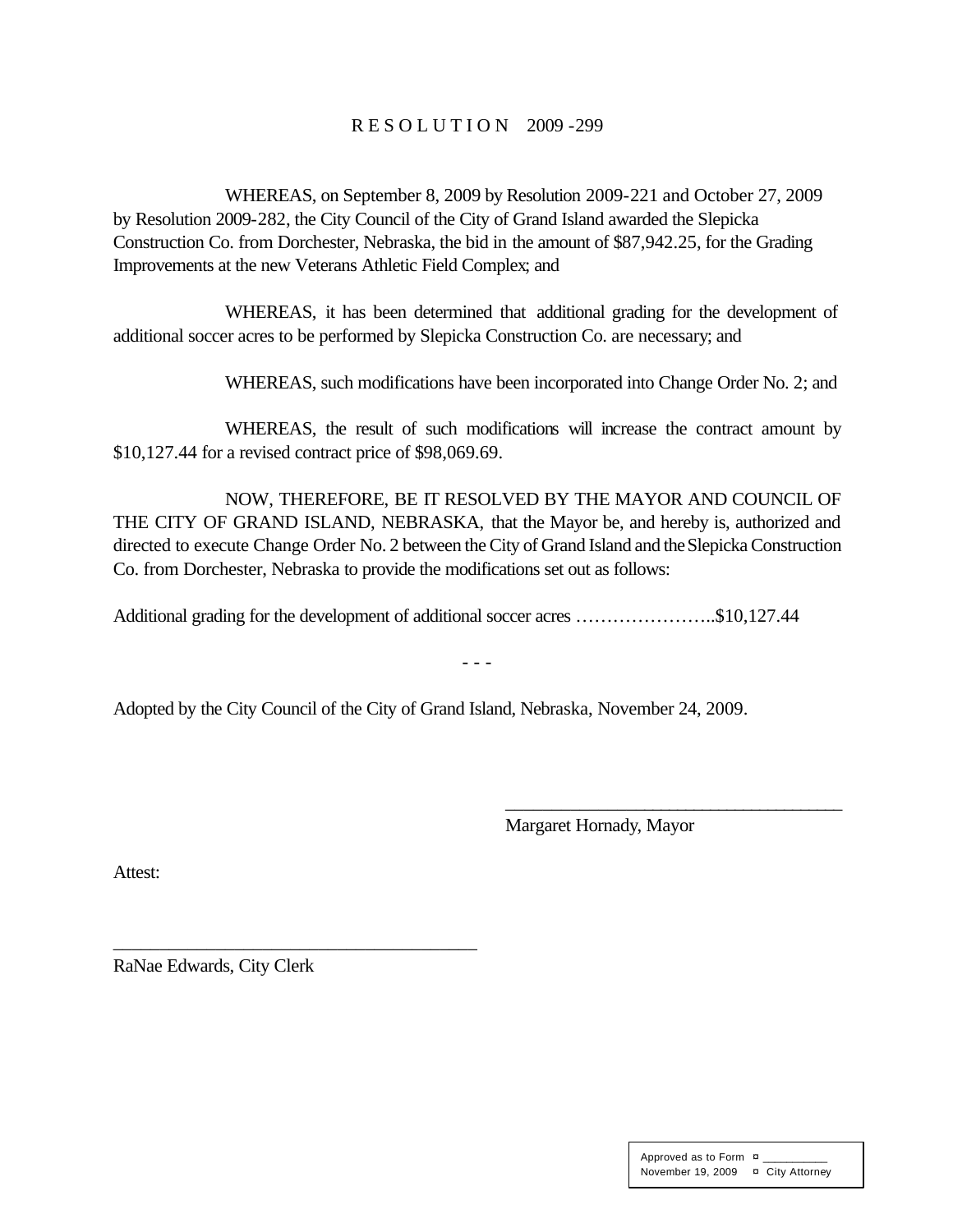# R E S O L U T I O N 2009 -299

WHEREAS, on September 8, 2009 by Resolution 2009-221 and October 27, 2009 by Resolution 2009-282, the City Council of the City of Grand Island awarded the Slepicka Construction Co. from Dorchester, Nebraska, the bid in the amount of $87,942.25, for the Grading Improvements at the new Veterans Athletic Field Complex; and

WHEREAS, it has been determined that additional grading for the development of additional soccer acres to be performed by Slepicka Construction Co. are necessary; and

WHEREAS, such modifications have been incorporated into Change Order No. 2; and

WHEREAS, the result of such modifications will increase the contract amount by $10,127.44 for a revised contract price of $98,069.69.

NOW, THEREFORE, BE IT RESOLVED BY THE MAYOR AND COUNCIL OF THE CITY OF GRAND ISLAND, NEBRASKA, that the Mayor be, and hereby is, authorized and directed to execute Change Order No. 2 between the City of Grand Island and the Slepicka Construction Co. from Dorchester, Nebraska to provide the modifications set out as follows:

Additional grading for the development of additional soccer acres …………………..$10,127.44

- - -

Adopted by the City Council of the City of Grand Island, Nebraska, November 24, 2009.

_____________________________________
Margaret Hornady, Mayor

Attest:

_______________________________________
RaNae Edwards, City Clerk

Approved as to Form ¤ __________
November 19, 2009 ¤ City Attorney